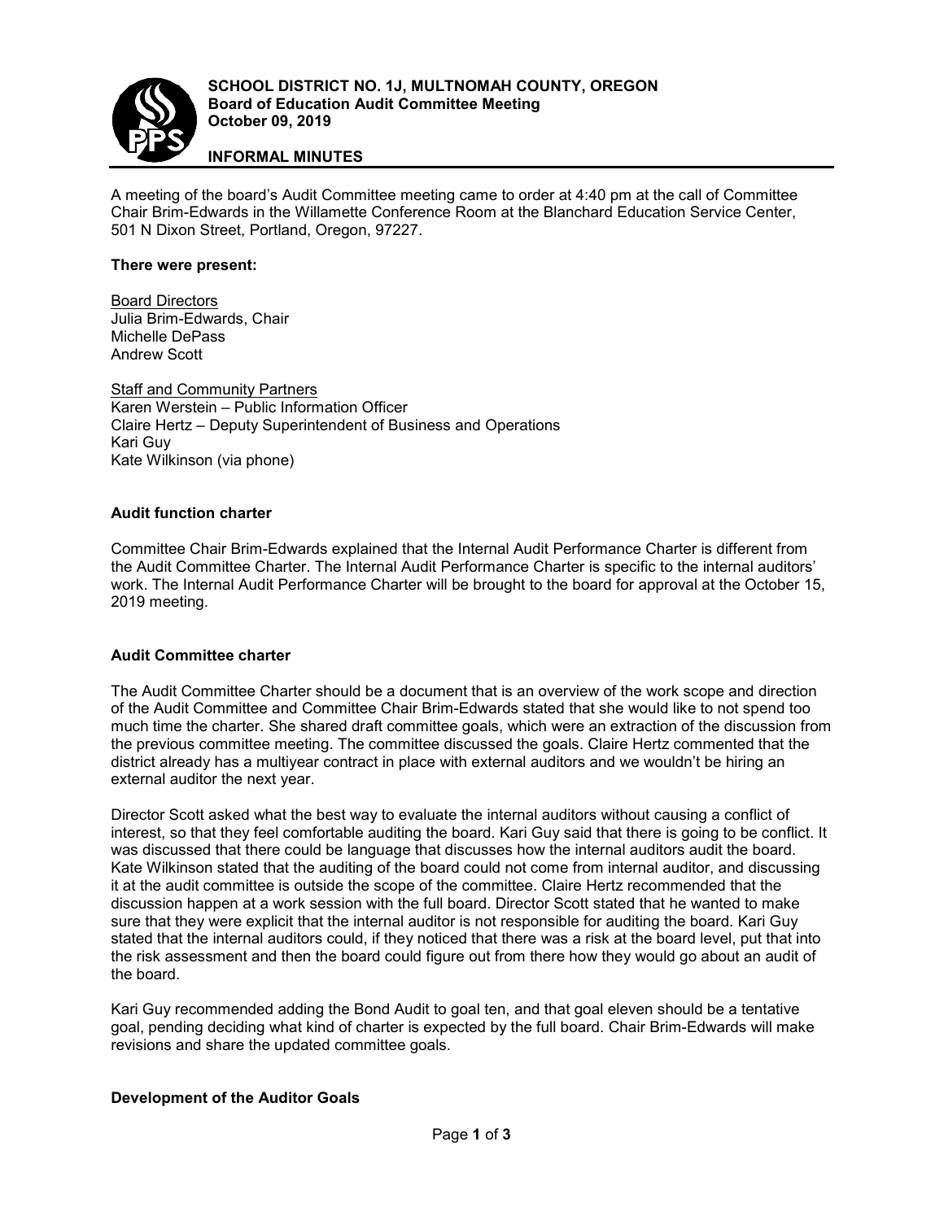**SCHOOL DISTRICT NO. 1J, MULTNOMAH COUNTY, OREGON**
**Board of Education Audit Committee Meeting**
**October 09, 2019**

**INFORMAL MINUTES**

A meeting of the board's Audit Committee meeting came to order at 4:40 pm at the call of Committee Chair Brim-Edwards in the Willamette Conference Room at the Blanchard Education Service Center, 501 N Dixon Street, Portland, Oregon, 97227.

**There were present:**

Board Directors
Julia Brim-Edwards, Chair
Michelle DePass
Andrew Scott

Staff and Community Partners
Karen Werstein – Public Information Officer
Claire Hertz – Deputy Superintendent of Business and Operations
Kari Guy
Kate Wilkinson (via phone)

### Audit function charter

Committee Chair Brim-Edwards explained that the Internal Audit Performance Charter is different from the Audit Committee Charter. The Internal Audit Performance Charter is specific to the internal auditors' work. The Internal Audit Performance Charter will be brought to the board for approval at the October 15, 2019 meeting.

### Audit Committee charter

The Audit Committee Charter should be a document that is an overview of the work scope and direction of the Audit Committee and Committee Chair Brim-Edwards stated that she would like to not spend too much time the charter. She shared draft committee goals, which were an extraction of the discussion from the previous committee meeting. The committee discussed the goals. Claire Hertz commented that the district already has a multiyear contract in place with external auditors and we wouldn't be hiring an external auditor the next year.

Director Scott asked what the best way to evaluate the internal auditors without causing a conflict of interest, so that they feel comfortable auditing the board. Kari Guy said that there is going to be conflict. It was discussed that there could be language that discusses how the internal auditors audit the board. Kate Wilkinson stated that the auditing of the board could not come from internal auditor, and discussing it at the audit committee is outside the scope of the committee. Claire Hertz recommended that the discussion happen at a work session with the full board. Director Scott stated that he wanted to make sure that they were explicit that the internal auditor is not responsible for auditing the board. Kari Guy stated that the internal auditors could, if they noticed that there was a risk at the board level, put that into the risk assessment and then the board could figure out from there how they would go about an audit of the board.

Kari Guy recommended adding the Bond Audit to goal ten, and that goal eleven should be a tentative goal, pending deciding what kind of charter is expected by the full board. Chair Brim-Edwards will make revisions and share the updated committee goals.

### Development of the Auditor Goals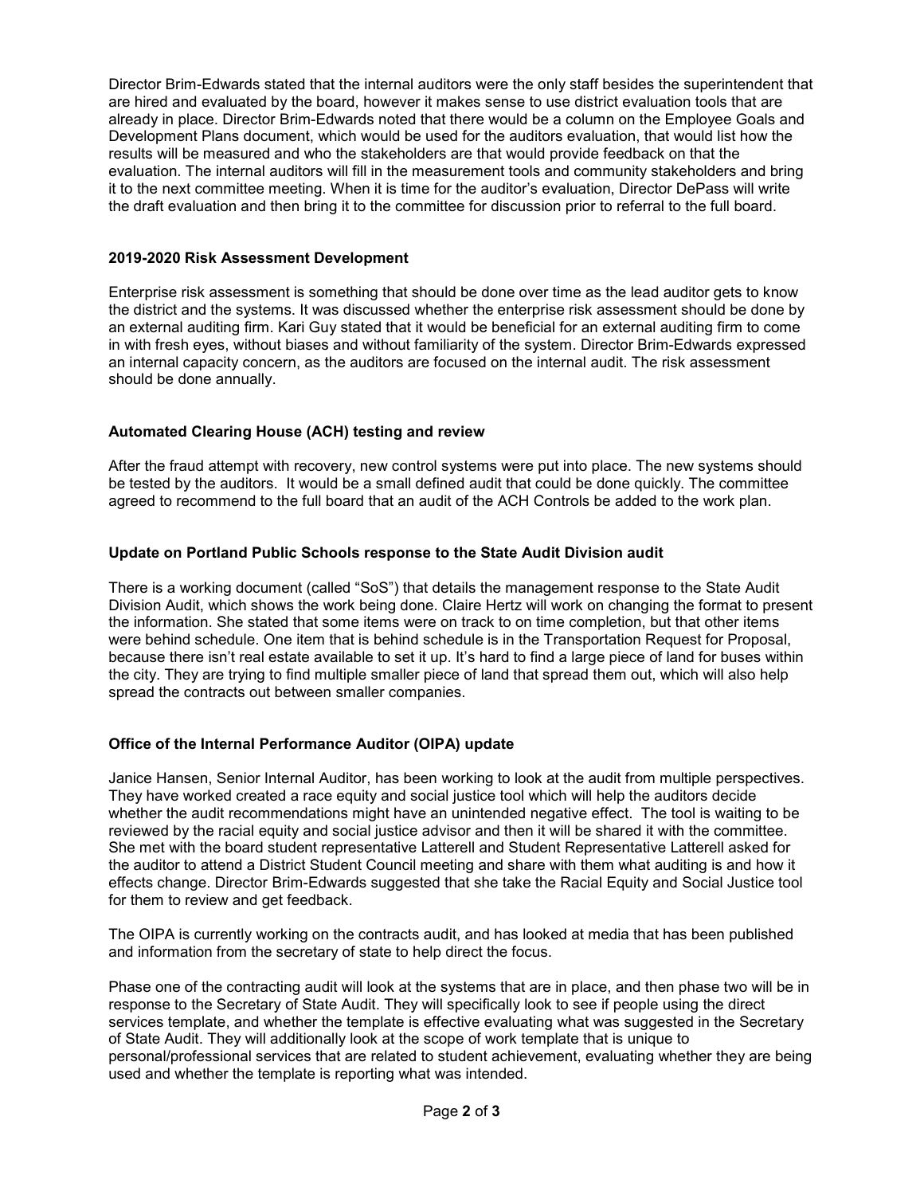Director Brim-Edwards stated that the internal auditors were the only staff besides the superintendent that are hired and evaluated by the board, however it makes sense to use district evaluation tools that are already in place. Director Brim-Edwards noted that there would be a column on the Employee Goals and Development Plans document, which would be used for the auditors evaluation, that would list how the results will be measured and who the stakeholders are that would provide feedback on that the evaluation. The internal auditors will fill in the measurement tools and community stakeholders and bring it to the next committee meeting. When it is time for the auditor's evaluation, Director DePass will write the draft evaluation and then bring it to the committee for discussion prior to referral to the full board.

**2019-2020 Risk Assessment Development**

Enterprise risk assessment is something that should be done over time as the lead auditor gets to know the district and the systems. It was discussed whether the enterprise risk assessment should be done by an external auditing firm. Kari Guy stated that it would be beneficial for an external auditing firm to come in with fresh eyes, without biases and without familiarity of the system. Director Brim-Edwards expressed an internal capacity concern, as the auditors are focused on the internal audit. The risk assessment should be done annually.

**Automated Clearing House (ACH) testing and review**

After the fraud attempt with recovery, new control systems were put into place. The new systems should be tested by the auditors. It would be a small defined audit that could be done quickly. The committee agreed to recommend to the full board that an audit of the ACH Controls be added to the work plan.

**Update on Portland Public Schools response to the State Audit Division audit**

There is a working document (called "SoS") that details the management response to the State Audit Division Audit, which shows the work being done. Claire Hertz will work on changing the format to present the information. She stated that some items were on track to on time completion, but that other items were behind schedule. One item that is behind schedule is in the Transportation Request for Proposal, because there isn't real estate available to set it up. It's hard to find a large piece of land for buses within the city. They are trying to find multiple smaller piece of land that spread them out, which will also help spread the contracts out between smaller companies.

**Office of the Internal Performance Auditor (OIPA) update**

Janice Hansen, Senior Internal Auditor, has been working to look at the audit from multiple perspectives. They have worked created a race equity and social justice tool which will help the auditors decide whether the audit recommendations might have an unintended negative effect. The tool is waiting to be reviewed by the racial equity and social justice advisor and then it will be shared it with the committee. She met with the board student representative Latterell and Student Representative Latterell asked for the auditor to attend a District Student Council meeting and share with them what auditing is and how it effects change. Director Brim-Edwards suggested that she take the Racial Equity and Social Justice tool for them to review and get feedback.

The OIPA is currently working on the contracts audit, and has looked at media that has been published and information from the secretary of state to help direct the focus.

Phase one of the contracting audit will look at the systems that are in place, and then phase two will be in response to the Secretary of State Audit. They will specifically look to see if people using the direct services template, and whether the template is effective evaluating what was suggested in the Secretary of State Audit. They will additionally look at the scope of work template that is unique to personal/professional services that are related to student achievement, evaluating whether they are being used and whether the template is reporting what was intended.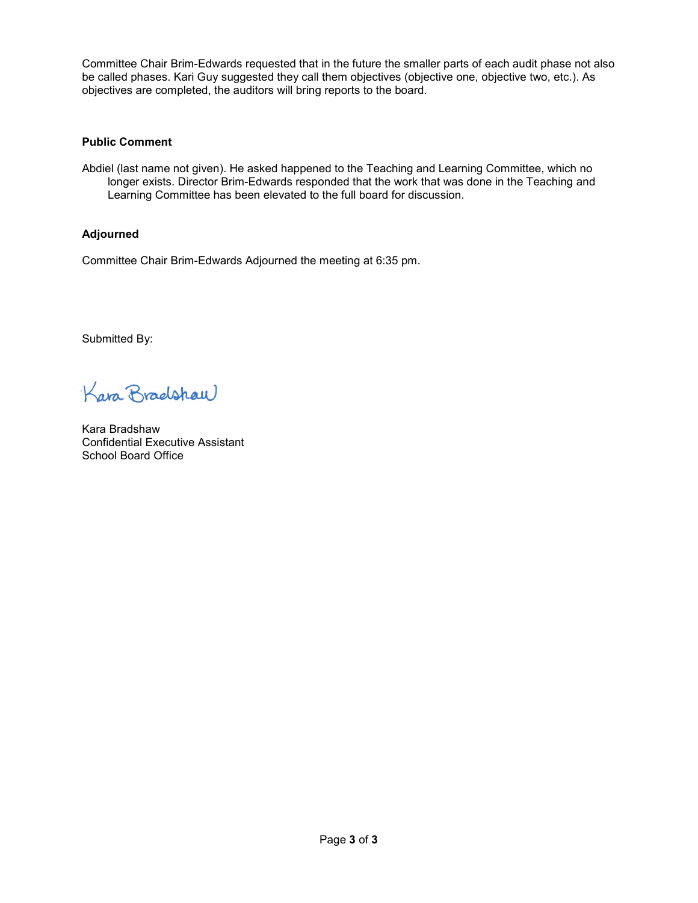Committee Chair Brim-Edwards requested that in the future the smaller parts of each audit phase not also be called phases. Kari Guy suggested they call them objectives (objective one, objective two, etc.). As objectives are completed, the auditors will bring reports to the board.

**Public Comment**

Abdiel (last name not given). He asked happened to the Teaching and Learning Committee, which no longer exists. Director Brim-Edwards responded that the work that was done in the Teaching and Learning Committee has been elevated to the full board for discussion.

**Adjourned**

Committee Chair Brim-Edwards Adjourned the meeting at 6:35 pm.

Submitted By:

Kara Bradshaw

Kara Bradshaw
Confidential Executive Assistant
School Board Office